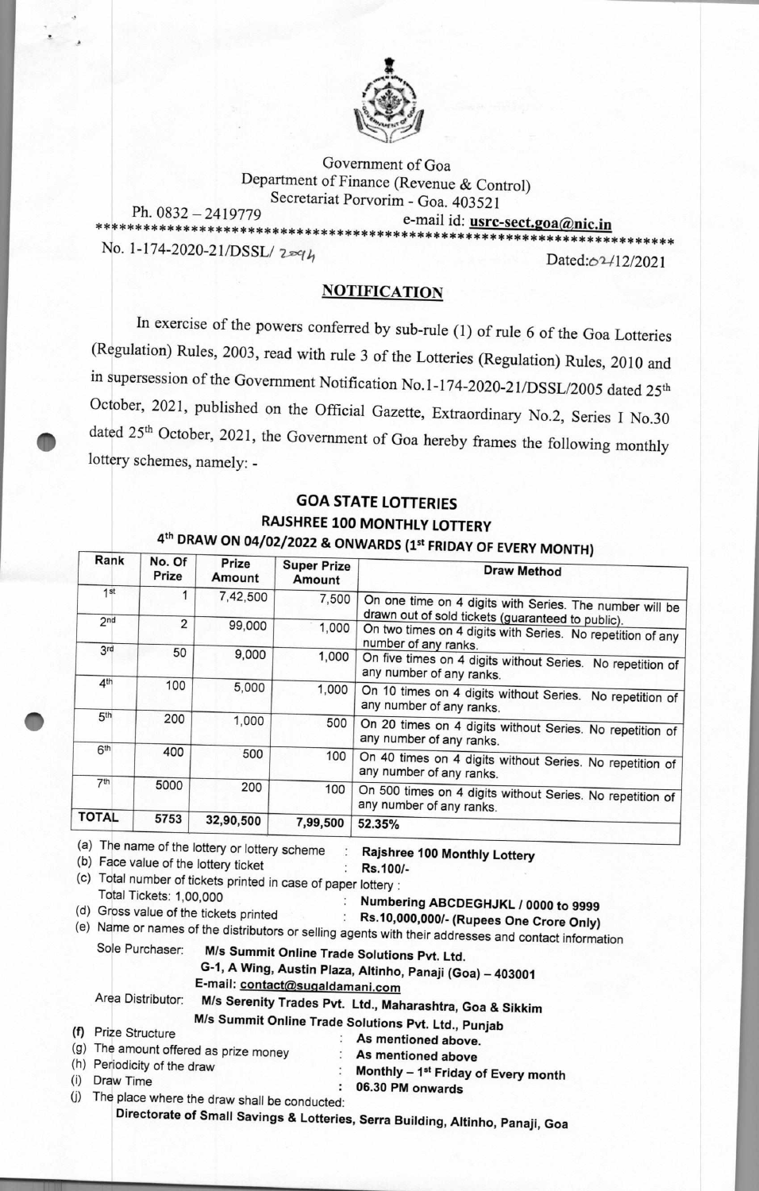Government of Goa
Department of Finance (Revenue & Control)
Secretariat Porvorim - Goa. 403521

Ph. 0832 – 2419779 e-mail id: **usrc-sect.goa@nic.in**

\*\*\*\*\*\*\*\*\*\*\*\*\*\*\*\*\*\*\*\*\*\*\*\*\*\*\*\*\*\*\*\*\*\*\*\*\*\*\*\*\*\*\*\*\*\*\*\*\*\*\*\*\*\*\*\*\*\*\*\*\*\*\*\*\*\*\*\*\*\*\*\*

No. 1-174-2020-21/DSSL/ 2094 Dated:02/12/2021

## NOTIFICATION

In exercise of the powers conferred by sub-rule (1) of rule 6 of the Goa Lotteries (Regulation) Rules, 2003, read with rule 3 of the Lotteries (Regulation) Rules, 2010 and in supersession of the Government Notification No.1-174-2020-21/DSSL/2005 dated 25th October, 2021, published on the Official Gazette, Extraordinary No.2, Series I No.30 dated 25th October, 2021, the Government of Goa hereby frames the following monthly lottery schemes, namely: -

## GOA STATE LOTTERIES
### RAJSHREE 100 MONTHLY LOTTERY
### 4th DRAW ON 04/02/2022 & ONWARDS (1st FRIDAY OF EVERY MONTH)

| Rank | No. Of Prize | Prize Amount | Super Prize Amount | Draw Method |
|---|---|---|---|---|
| 1st | 1 | 7,42,500 | 7,500 | On one time on 4 digits with Series. The number will be drawn out of sold tickets (guaranteed to public). |
| 2nd | 2 | 99,000 | 1,000 | On two times on 4 digits with Series. No repetition of any number of any ranks. |
| 3rd | 50 | 9,000 | 1,000 | On five times on 4 digits without Series. No repetition of any number of any ranks. |
| 4th | 100 | 5,000 | 1,000 | On 10 times on 4 digits without Series. No repetition of any number of any ranks. |
| 5th | 200 | 1,000 | 500 | On 20 times on 4 digits without Series. No repetition of any number of any ranks. |
| 6th | 400 | 500 | 100 | On 40 times on 4 digits without Series. No repetition of any number of any ranks. |
| 7th | 5000 | 200 | 100 | On 500 times on 4 digits without Series. No repetition of any number of any ranks. |
| TOTAL | 5753 | 32,90,500 | 7,99,500 | 52.35% |

(a) The name of the lottery or lottery scheme : **Rajshree 100 Monthly Lottery**

(b) Face value of the lottery ticket : **Rs.100/-**

(c) Total number of tickets printed in case of paper lottery :
Total Tickets: 1,00,000 : **Numbering ABCDEGHJKL / 0000 to 9999**

(d) Gross value of the tickets printed : **Rs.10,000,000/- (Rupees One Crore Only)**

(e) Name or names of the distributors or selling agents with their addresses and contact information

Sole Purchaser: **M/s Summit Online Trade Solutions Pvt. Ltd.**
**G-1, A Wing, Austin Plaza, Altinho, Panaji (Goa) – 403001**
**E-mail: contact@sugaldamani.com**

Area Distributor: **M/s Serenity Trades Pvt. Ltd., Maharashtra, Goa & Sikkim**
**M/s Summit Online Trade Solutions Pvt. Ltd., Punjab**

(f) Prize Structure : As mentioned above.

(g) The amount offered as prize money : As mentioned above

(h) Periodicity of the draw : Monthly – 1st Friday of Every month

(i) Draw Time : 06.30 PM onwards

(j) The place where the draw shall be conducted:
**Directorate of Small Savings & Lotteries, Serra Building, Altinho, Panaji, Goa**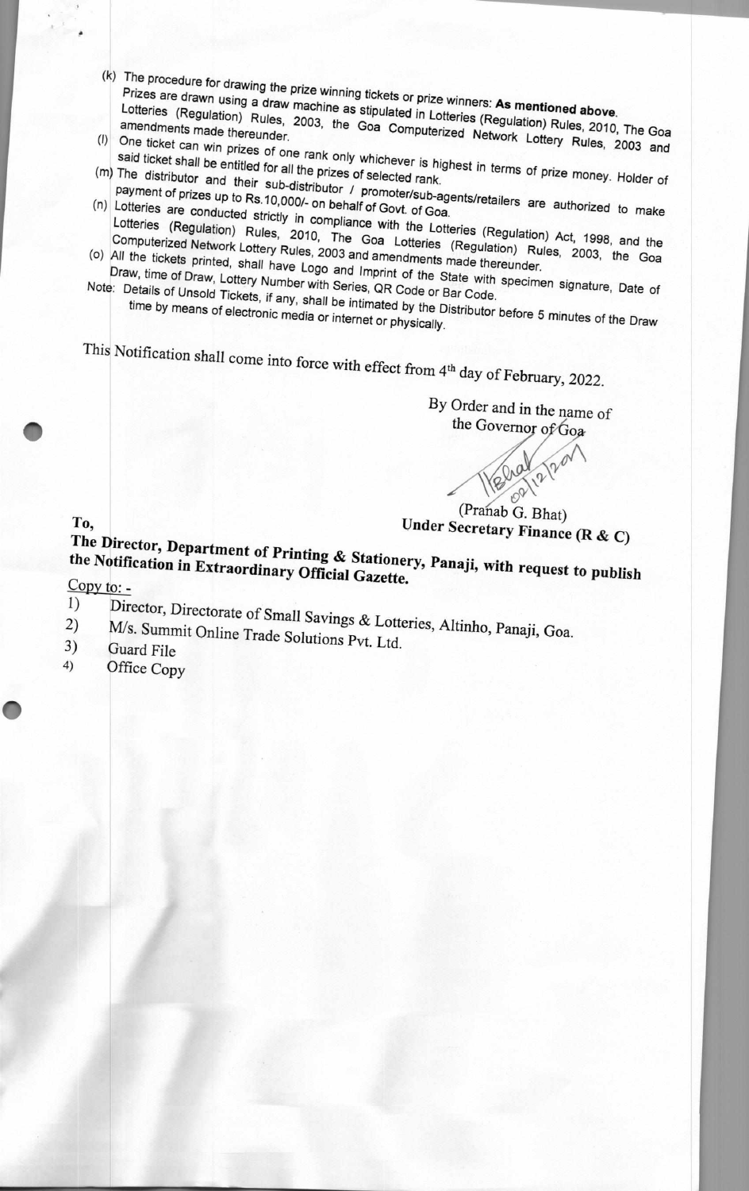(k) The procedure for drawing the prize winning tickets or prize winners: **As mentioned above.** Prizes are drawn using a draw machine as stipulated in Lotteries (Regulation) Rules, 2010, The Goa Lotteries (Regulation) Rules, 2003, the Goa Computerized Network Lottery Rules, 2003 and amendments made thereunder.

(l) One ticket can win prizes of one rank only whichever is highest in terms of prize money. Holder of said ticket shall be entitled for all the prizes of selected rank.

(m) The distributor and their sub-distributor / promoter/sub-agents/retailers are authorized to make payment of prizes up to Rs.10,000/- on behalf of Govt. of Goa.

(n) Lotteries are conducted strictly in compliance with the Lotteries (Regulation) Act, 1998, and the Lotteries (Regulation) Rules, 2010, The Goa Lotteries (Regulation) Rules, 2003, the Goa Computerized Network Lottery Rules, 2003 and amendments made thereunder.

(o) All the tickets printed, shall have Logo and Imprint of the State with specimen signature, Date of Draw, time of Draw, Lottery Number with Series, QR Code or Bar Code.

Note: Details of Unsold Tickets, if any, shall be intimated by the Distributor before 5 minutes of the Draw time by means of electronic media or internet or physically.

This Notification shall come into force with effect from 4th day of February, 2022.

By Order and in the name of
the Governor of Goa

02/12/2021

(Pranab G. Bhat)
Under Secretary Finance (R & C)

To,

**The Director, Department of Printing & Stationery, Panaji, with request to publish the Notification in Extraordinary Official Gazette.**

Copy to: -

1) Director, Directorate of Small Savings & Lotteries, Altinho, Panaji, Goa.
2) M/s. Summit Online Trade Solutions Pvt. Ltd.
3) Guard File
4) Office Copy